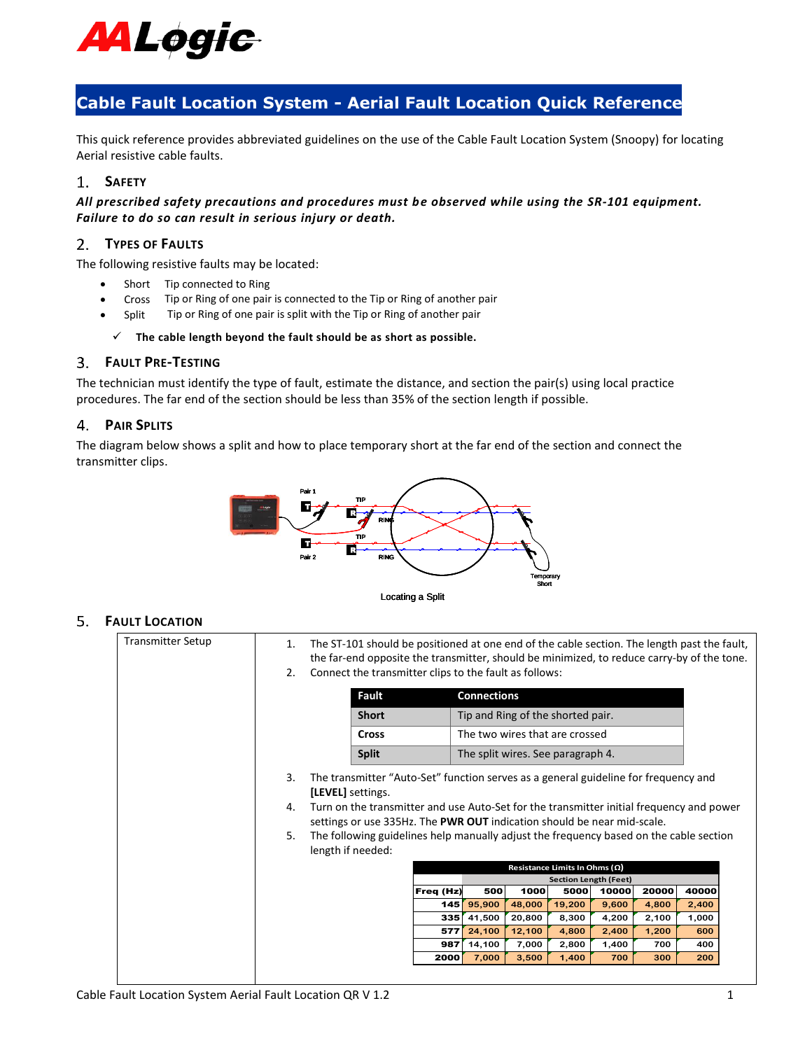AALogic

# Cable Fault Location System - Aerial Fault Location Quick Reference

This quick reference provides abbreviated guidelines on the use of the Cable Fault Location System (Snoopy) for locating Aerial resistive cable faults.

## 1. Safety

***All prescribed safety precautions and procedures must be observed while using the SR-101 equipment. Failure to do so can result in serious injury or death.***

## 2. Types of Faults

The following resistive faults may be located:

- Short Tip connected to Ring
- Cross Tip or Ring of one pair is connected to the Tip or Ring of another pair
- Split Tip or Ring of one pair is split with the Tip or Ring of another pair

✓ **The cable length beyond the fault should be as short as possible.**

## 3. Fault Pre-Testing

The technician must identify the type of fault, estimate the distance, and section the pair(s) using local practice procedures. The far end of the section should be less than 35% of the section length if possible.

## 4. Pair Splits

The diagram below shows a split and how to place temporary short at the far end of the section and connect the transmitter clips.

Pair 1, T, R, TIP, RING, Pair 2, T, R, TIP, RING, Temporary Short

Locating a Split

## 5. Fault Location

**Transmitter Setup**

1. The ST-101 should be positioned at one end of the cable section. The length past the fault, the far-end opposite the transmitter, should be minimized, to reduce carry-by of the tone.
2. Connect the transmitter clips to the fault as follows:

| Fault | Connections |
|---|---|
| **Short** | Tip and Ring of the shorted pair. |
| **Cross** | The two wires that are crossed |
| **Split** | The split wires. See paragraph 4. |

3. The transmitter "Auto-Set" function serves as a general guideline for frequency and **[LEVEL]** settings.
4. Turn on the transmitter and use Auto-Set for the transmitter initial frequency and power settings or use 335Hz. The **PWR OUT** indication should be near mid-scale.
5. The following guidelines help manually adjust the frequency based on the cable section length if needed:

| Resistance Limits In Ohms (Ω) | | | | | | |
|---|---|---|---|---|---|---|
| | Section Length (Feet) | | | | | |
| **Freq (Hz)** | **500** | **1000** | **5000** | **10000** | **20000** | **40000** |
| **145** | 95,900 | 48,000 | 19,200 | 9,600 | 4,800 | 2,400 |
| **335** | 41,500 | 20,800 | 8,300 | 4,200 | 2,100 | 1,000 |
| **577** | 24,100 | 12,100 | 4,800 | 2,400 | 1,200 | 600 |
| **987** | 14,100 | 7,000 | 2,800 | 1,400 | 700 | 400 |
| **2000** | 7,000 | 3,500 | 1,400 | 700 | 300 | 200 |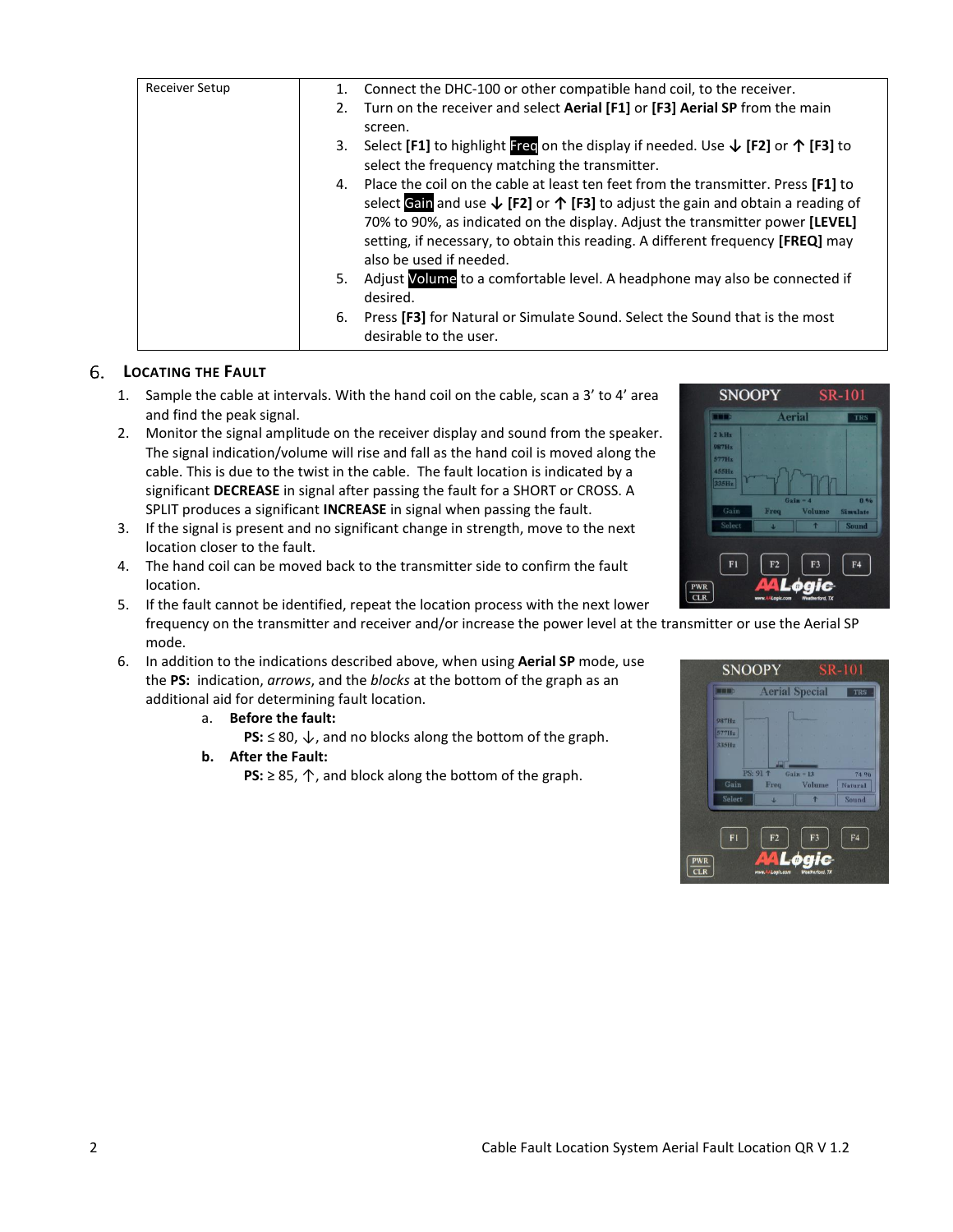| | |
|---|---|
| Receiver Setup | 1. Connect the DHC-100 or other compatible hand coil, to the receiver.<br>2. Turn on the receiver and select **Aerial [F1]** or **[F3] Aerial SP** from the main screen.<br>3. Select **[F1]** to highlight Freq on the display if needed. Use ↓ **[F2]** or ↑ **[F3]** to select the frequency matching the transmitter.<br>4. Place the coil on the cable at least ten feet from the transmitter. Press **[F1]** to select Gain and use ↓ **[F2]** or ↑ **[F3]** to adjust the gain and obtain a reading of 70% to 90%, as indicated on the display. Adjust the transmitter power **[LEVEL]** setting, if necessary, to obtain this reading. A different frequency **[FREQ]** may also be used if needed.<br>5. Adjust Volume to a comfortable level. A headphone may also be connected if desired.<br>6. Press **[F3]** for Natural or Simulate Sound. Select the Sound that is the most desirable to the user. |

## 6. Locating the Fault

1. Sample the cable at intervals. With the hand coil on the cable, scan a 3' to 4' area and find the peak signal.
2. Monitor the signal amplitude on the receiver display and sound from the speaker. The signal indication/volume will rise and fall as the hand coil is moved along the cable. This is due to the twist in the cable. The fault location is indicated by a significant **DECREASE** in signal after passing the fault for a SHORT or CROSS. A SPLIT produces a significant **INCREASE** in signal when passing the fault.
3. If the signal is present and no significant change in strength, move to the next location closer to the fault.
4. The hand coil can be moved back to the transmitter side to confirm the fault location.
5. If the fault cannot be identified, repeat the location process with the next lower frequency on the transmitter and receiver and/or increase the power level at the transmitter or use the Aerial SP mode.
6. In addition to the indications described above, when using **Aerial SP** mode, use the **PS:** indication, *arrows*, and the *blocks* at the bottom of the graph as an additional aid for determining fault location.
   a. **Before the fault:**
      **PS:** ≤ 80, ↓, and no blocks along the bottom of the graph.
   b. **After the Fault:**
      **PS:** ≥ 85, ↑, and block along the bottom of the graph.